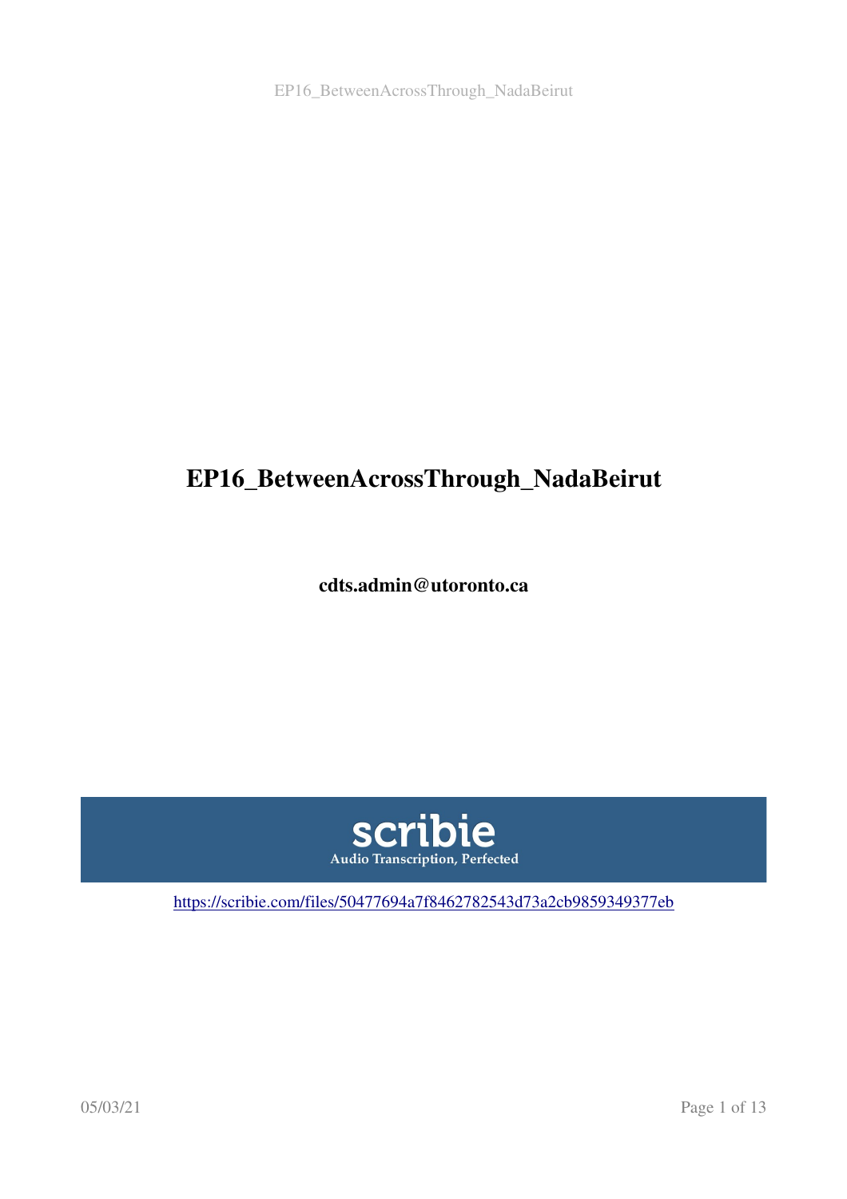# EP16_BetweenAcrossThrough_NadaBeirut

**cdts.admin@utoronto.ca**

scribie

Audio Transcription, Perfected

https://scribie.com/files/50477694a7f8462782543d73a2cb9859349377eb

05/03/21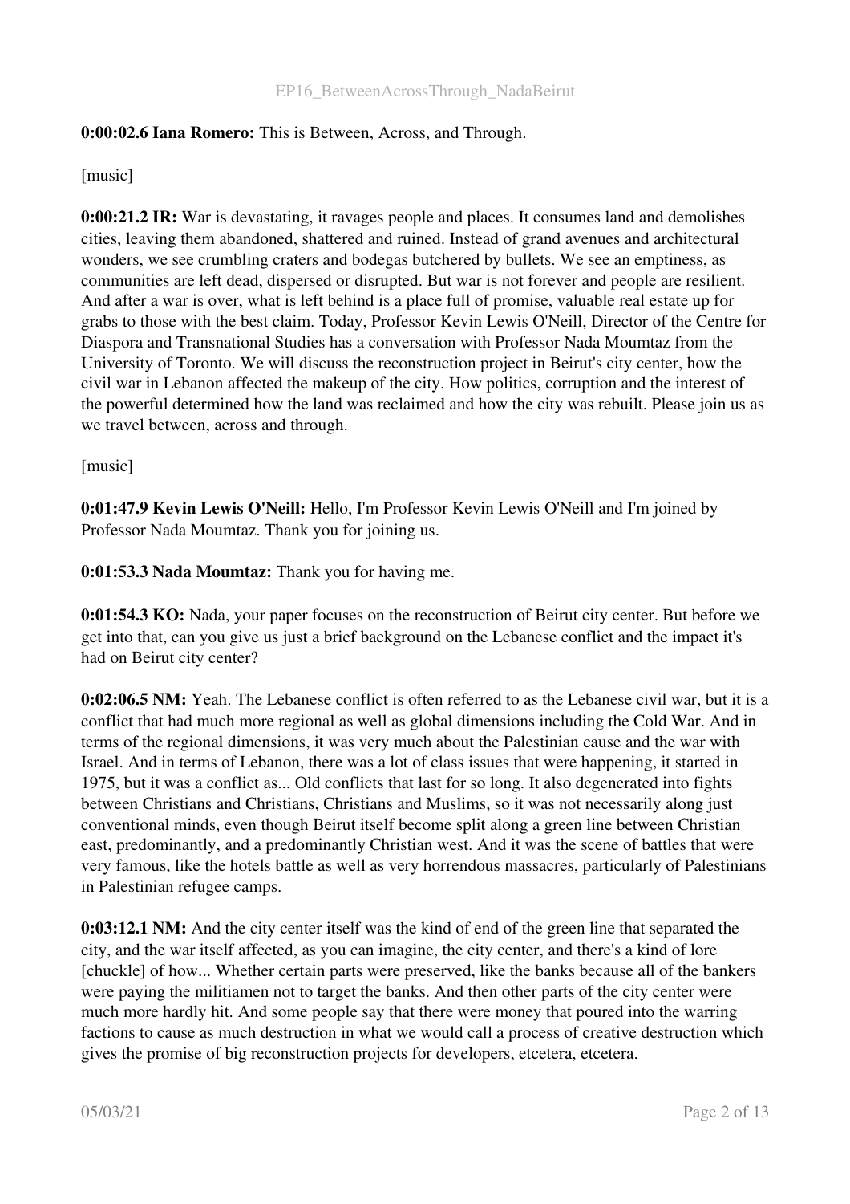**0:00:02.6 Iana Romero:** This is Between, Across, and Through.

[music]

**0:00:21.2 IR:** War is devastating, it ravages people and places. It consumes land and demolishes cities, leaving them abandoned, shattered and ruined. Instead of grand avenues and architectural wonders, we see crumbling craters and bodegas butchered by bullets. We see an emptiness, as communities are left dead, dispersed or disrupted. But war is not forever and people are resilient. And after a war is over, what is left behind is a place full of promise, valuable real estate up for grabs to those with the best claim. Today, Professor Kevin Lewis O'Neill, Director of the Centre for Diaspora and Transnational Studies has a conversation with Professor Nada Moumtaz from the University of Toronto. We will discuss the reconstruction project in Beirut's city center, how the civil war in Lebanon affected the makeup of the city. How politics, corruption and the interest of the powerful determined how the land was reclaimed and how the city was rebuilt. Please join us as we travel between, across and through.

[music]

**0:01:47.9 Kevin Lewis O'Neill:** Hello, I'm Professor Kevin Lewis O'Neill and I'm joined by Professor Nada Moumtaz. Thank you for joining us.

**0:01:53.3 Nada Moumtaz:** Thank you for having me.

**0:01:54.3 KO:** Nada, your paper focuses on the reconstruction of Beirut city center. But before we get into that, can you give us just a brief background on the Lebanese conflict and the impact it's had on Beirut city center?

**0:02:06.5 NM:** Yeah. The Lebanese conflict is often referred to as the Lebanese civil war, but it is a conflict that had much more regional as well as global dimensions including the Cold War. And in terms of the regional dimensions, it was very much about the Palestinian cause and the war with Israel. And in terms of Lebanon, there was a lot of class issues that were happening, it started in 1975, but it was a conflict as... Old conflicts that last for so long. It also degenerated into fights between Christians and Christians, Christians and Muslims, so it was not necessarily along just conventional minds, even though Beirut itself become split along a green line between Christian east, predominantly, and a predominantly Christian west. And it was the scene of battles that were very famous, like the hotels battle as well as very horrendous massacres, particularly of Palestinians in Palestinian refugee camps.

**0:03:12.1 NM:** And the city center itself was the kind of end of the green line that separated the city, and the war itself affected, as you can imagine, the city center, and there's a kind of lore [chuckle] of how... Whether certain parts were preserved, like the banks because all of the bankers were paying the militiamen not to target the banks. And then other parts of the city center were much more hardly hit. And some people say that there were money that poured into the warring factions to cause as much destruction in what we would call a process of creative destruction which gives the promise of big reconstruction projects for developers, etcetera, etcetera.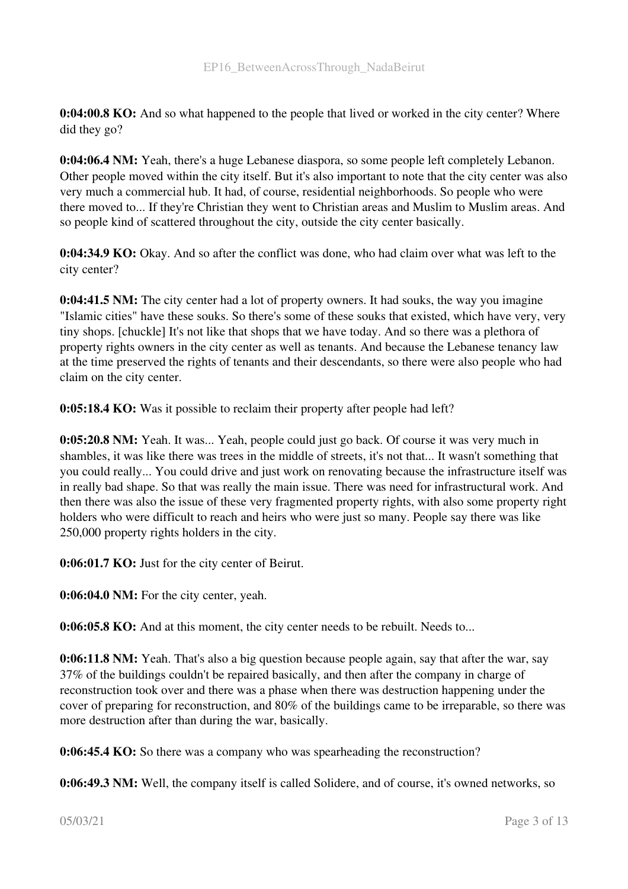**0:04:00.8 KO:** And so what happened to the people that lived or worked in the city center? Where did they go?

**0:04:06.4 NM:** Yeah, there's a huge Lebanese diaspora, so some people left completely Lebanon. Other people moved within the city itself. But it's also important to note that the city center was also very much a commercial hub. It had, of course, residential neighborhoods. So people who were there moved to... If they're Christian they went to Christian areas and Muslim to Muslim areas. And so people kind of scattered throughout the city, outside the city center basically.

**0:04:34.9 KO:** Okay. And so after the conflict was done, who had claim over what was left to the city center?

**0:04:41.5 NM:** The city center had a lot of property owners. It had souks, the way you imagine "Islamic cities" have these souks. So there's some of these souks that existed, which have very, very tiny shops. [chuckle] It's not like that shops that we have today. And so there was a plethora of property rights owners in the city center as well as tenants. And because the Lebanese tenancy law at the time preserved the rights of tenants and their descendants, so there were also people who had claim on the city center.

**0:05:18.4 KO:** Was it possible to reclaim their property after people had left?

**0:05:20.8 NM:** Yeah. It was... Yeah, people could just go back. Of course it was very much in shambles, it was like there was trees in the middle of streets, it's not that... It wasn't something that you could really... You could drive and just work on renovating because the infrastructure itself was in really bad shape. So that was really the main issue. There was need for infrastructural work. And then there was also the issue of these very fragmented property rights, with also some property right holders who were difficult to reach and heirs who were just so many. People say there was like 250,000 property rights holders in the city.

**0:06:01.7 KO:** Just for the city center of Beirut.

**0:06:04.0 NM:** For the city center, yeah.

**0:06:05.8 KO:** And at this moment, the city center needs to be rebuilt. Needs to...

**0:06:11.8 NM:** Yeah. That's also a big question because people again, say that after the war, say 37% of the buildings couldn't be repaired basically, and then after the company in charge of reconstruction took over and there was a phase when there was destruction happening under the cover of preparing for reconstruction, and 80% of the buildings came to be irreparable, so there was more destruction after than during the war, basically.

**0:06:45.4 KO:** So there was a company who was spearheading the reconstruction?

**0:06:49.3 NM:** Well, the company itself is called Solidere, and of course, it's owned networks, so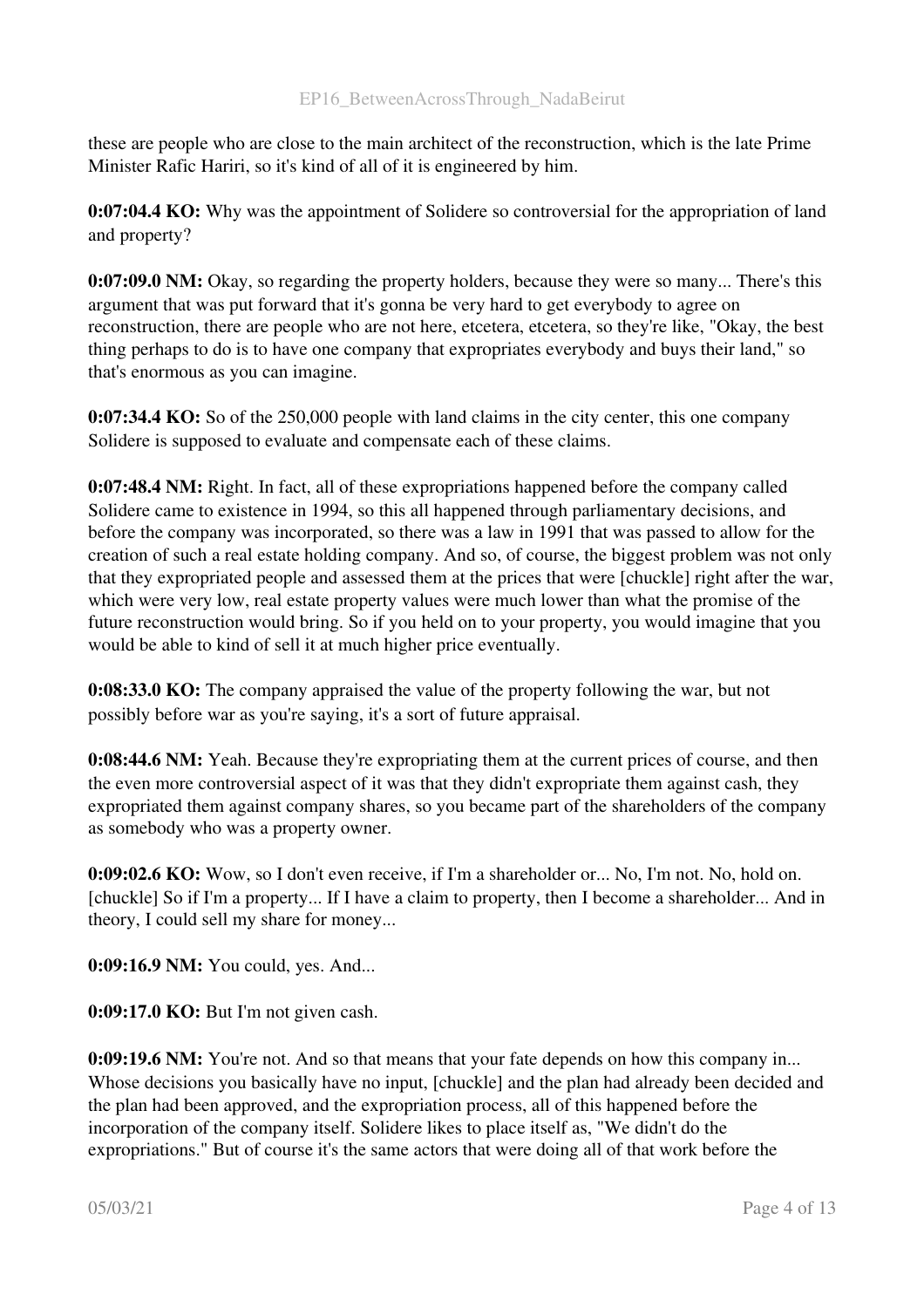these are people who are close to the main architect of the reconstruction, which is the late Prime Minister Rafic Hariri, so it's kind of all of it is engineered by him.

**0:07:04.4 KO:** Why was the appointment of Solidere so controversial for the appropriation of land and property?

**0:07:09.0 NM:** Okay, so regarding the property holders, because they were so many... There's this argument that was put forward that it's gonna be very hard to get everybody to agree on reconstruction, there are people who are not here, etcetera, etcetera, so they're like, "Okay, the best thing perhaps to do is to have one company that expropriates everybody and buys their land," so that's enormous as you can imagine.

**0:07:34.4 KO:** So of the 250,000 people with land claims in the city center, this one company Solidere is supposed to evaluate and compensate each of these claims.

**0:07:48.4 NM:** Right. In fact, all of these expropriations happened before the company called Solidere came to existence in 1994, so this all happened through parliamentary decisions, and before the company was incorporated, so there was a law in 1991 that was passed to allow for the creation of such a real estate holding company. And so, of course, the biggest problem was not only that they expropriated people and assessed them at the prices that were [chuckle] right after the war, which were very low, real estate property values were much lower than what the promise of the future reconstruction would bring. So if you held on to your property, you would imagine that you would be able to kind of sell it at much higher price eventually.

**0:08:33.0 KO:** The company appraised the value of the property following the war, but not possibly before war as you're saying, it's a sort of future appraisal.

**0:08:44.6 NM:** Yeah. Because they're expropriating them at the current prices of course, and then the even more controversial aspect of it was that they didn't expropriate them against cash, they expropriated them against company shares, so you became part of the shareholders of the company as somebody who was a property owner.

**0:09:02.6 KO:** Wow, so I don't even receive, if I'm a shareholder or... No, I'm not. No, hold on. [chuckle] So if I'm a property... If I have a claim to property, then I become a shareholder... And in theory, I could sell my share for money...

**0:09:16.9 NM:** You could, yes. And...

**0:09:17.0 KO:** But I'm not given cash.

**0:09:19.6 NM:** You're not. And so that means that your fate depends on how this company in... Whose decisions you basically have no input, [chuckle] and the plan had already been decided and the plan had been approved, and the expropriation process, all of this happened before the incorporation of the company itself. Solidere likes to place itself as, "We didn't do the expropriations." But of course it's the same actors that were doing all of that work before the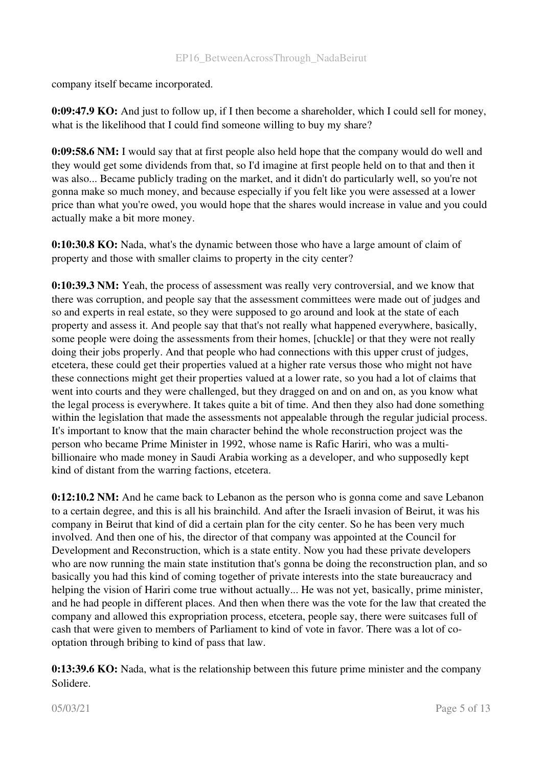company itself became incorporated.

**0:09:47.9 KO:** And just to follow up, if I then become a shareholder, which I could sell for money, what is the likelihood that I could find someone willing to buy my share?

**0:09:58.6 NM:** I would say that at first people also held hope that the company would do well and they would get some dividends from that, so I'd imagine at first people held on to that and then it was also... Became publicly trading on the market, and it didn't do particularly well, so you're not gonna make so much money, and because especially if you felt like you were assessed at a lower price than what you're owed, you would hope that the shares would increase in value and you could actually make a bit more money.

**0:10:30.8 KO:** Nada, what's the dynamic between those who have a large amount of claim of property and those with smaller claims to property in the city center?

**0:10:39.3 NM:** Yeah, the process of assessment was really very controversial, and we know that there was corruption, and people say that the assessment committees were made out of judges and so and experts in real estate, so they were supposed to go around and look at the state of each property and assess it. And people say that that's not really what happened everywhere, basically, some people were doing the assessments from their homes, [chuckle] or that they were not really doing their jobs properly. And that people who had connections with this upper crust of judges, etcetera, these could get their properties valued at a higher rate versus those who might not have these connections might get their properties valued at a lower rate, so you had a lot of claims that went into courts and they were challenged, but they dragged on and on and on, as you know what the legal process is everywhere. It takes quite a bit of time. And then they also had done something within the legislation that made the assessments not appealable through the regular judicial process. It's important to know that the main character behind the whole reconstruction project was the person who became Prime Minister in 1992, whose name is Rafic Hariri, who was a multi-billionaire who made money in Saudi Arabia working as a developer, and who supposedly kept kind of distant from the warring factions, etcetera.

**0:12:10.2 NM:** And he came back to Lebanon as the person who is gonna come and save Lebanon to a certain degree, and this is all his brainchild. And after the Israeli invasion of Beirut, it was his company in Beirut that kind of did a certain plan for the city center. So he has been very much involved. And then one of his, the director of that company was appointed at the Council for Development and Reconstruction, which is a state entity. Now you had these private developers who are now running the main state institution that's gonna be doing the reconstruction plan, and so basically you had this kind of coming together of private interests into the state bureaucracy and helping the vision of Hariri come true without actually... He was not yet, basically, prime minister, and he had people in different places. And then when there was the vote for the law that created the company and allowed this expropriation process, etcetera, people say, there were suitcases full of cash that were given to members of Parliament to kind of vote in favor. There was a lot of co-optation through bribing to kind of pass that law.

**0:13:39.6 KO:** Nada, what is the relationship between this future prime minister and the company Solidere.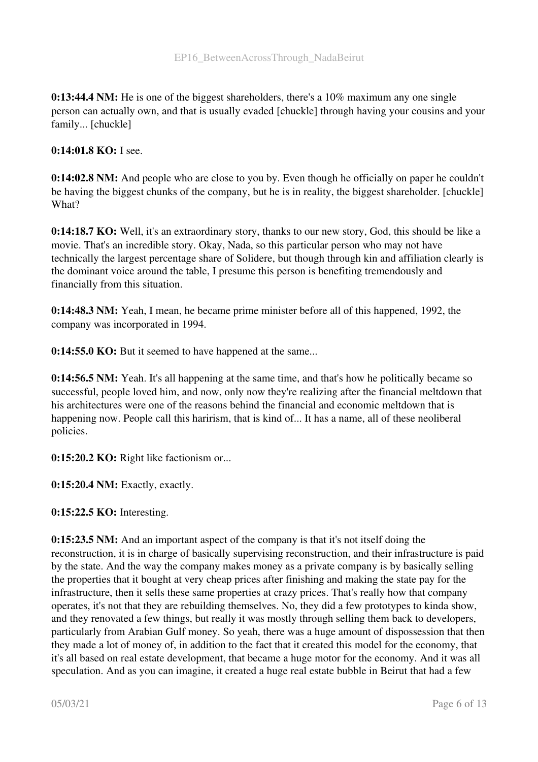**0:13:44.4 NM:** He is one of the biggest shareholders, there's a 10% maximum any one single person can actually own, and that is usually evaded [chuckle] through having your cousins and your family... [chuckle]

**0:14:01.8 KO:** I see.

**0:14:02.8 NM:** And people who are close to you by. Even though he officially on paper he couldn't be having the biggest chunks of the company, but he is in reality, the biggest shareholder. [chuckle] What?

**0:14:18.7 KO:** Well, it's an extraordinary story, thanks to our new story, God, this should be like a movie. That's an incredible story. Okay, Nada, so this particular person who may not have technically the largest percentage share of Solidere, but though through kin and affiliation clearly is the dominant voice around the table, I presume this person is benefiting tremendously and financially from this situation.

**0:14:48.3 NM:** Yeah, I mean, he became prime minister before all of this happened, 1992, the company was incorporated in 1994.

**0:14:55.0 KO:** But it seemed to have happened at the same...

**0:14:56.5 NM:** Yeah. It's all happening at the same time, and that's how he politically became so successful, people loved him, and now, only now they're realizing after the financial meltdown that his architectures were one of the reasons behind the financial and economic meltdown that is happening now. People call this harirism, that is kind of... It has a name, all of these neoliberal policies.

**0:15:20.2 KO:** Right like factionism or...

**0:15:20.4 NM:** Exactly, exactly.

**0:15:22.5 KO:** Interesting.

**0:15:23.5 NM:** And an important aspect of the company is that it's not itself doing the reconstruction, it is in charge of basically supervising reconstruction, and their infrastructure is paid by the state. And the way the company makes money as a private company is by basically selling the properties that it bought at very cheap prices after finishing and making the state pay for the infrastructure, then it sells these same properties at crazy prices. That's really how that company operates, it's not that they are rebuilding themselves. No, they did a few prototypes to kinda show, and they renovated a few things, but really it was mostly through selling them back to developers, particularly from Arabian Gulf money. So yeah, there was a huge amount of dispossession that then they made a lot of money of, in addition to the fact that it created this model for the economy, that it's all based on real estate development, that became a huge motor for the economy. And it was all speculation. And as you can imagine, it created a huge real estate bubble in Beirut that had a few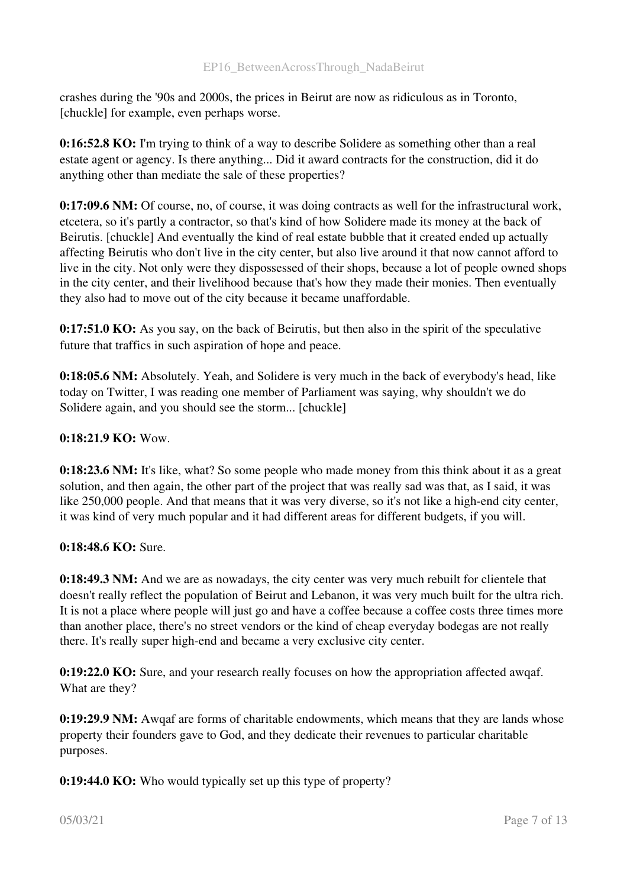crashes during the '90s and 2000s, the prices in Beirut are now as ridiculous as in Toronto, [chuckle] for example, even perhaps worse.

**0:16:52.8 KO:** I'm trying to think of a way to describe Solidere as something other than a real estate agent or agency. Is there anything... Did it award contracts for the construction, did it do anything other than mediate the sale of these properties?

**0:17:09.6 NM:** Of course, no, of course, it was doing contracts as well for the infrastructural work, etcetera, so it's partly a contractor, so that's kind of how Solidere made its money at the back of Beirutis. [chuckle] And eventually the kind of real estate bubble that it created ended up actually affecting Beirutis who don't live in the city center, but also live around it that now cannot afford to live in the city. Not only were they dispossessed of their shops, because a lot of people owned shops in the city center, and their livelihood because that's how they made their monies. Then eventually they also had to move out of the city because it became unaffordable.

**0:17:51.0 KO:** As you say, on the back of Beirutis, but then also in the spirit of the speculative future that traffics in such aspiration of hope and peace.

**0:18:05.6 NM:** Absolutely. Yeah, and Solidere is very much in the back of everybody's head, like today on Twitter, I was reading one member of Parliament was saying, why shouldn't we do Solidere again, and you should see the storm... [chuckle]

**0:18:21.9 KO:** Wow.

**0:18:23.6 NM:** It's like, what? So some people who made money from this think about it as a great solution, and then again, the other part of the project that was really sad was that, as I said, it was like 250,000 people. And that means that it was very diverse, so it's not like a high-end city center, it was kind of very much popular and it had different areas for different budgets, if you will.

**0:18:48.6 KO:** Sure.

**0:18:49.3 NM:** And we are as nowadays, the city center was very much rebuilt for clientele that doesn't really reflect the population of Beirut and Lebanon, it was very much built for the ultra rich. It is not a place where people will just go and have a coffee because a coffee costs three times more than another place, there's no street vendors or the kind of cheap everyday bodegas are not really there. It's really super high-end and became a very exclusive city center.

**0:19:22.0 KO:** Sure, and your research really focuses on how the appropriation affected awqaf. What are they?

**0:19:29.9 NM:** Awqaf are forms of charitable endowments, which means that they are lands whose property their founders gave to God, and they dedicate their revenues to particular charitable purposes.

**0:19:44.0 KO:** Who would typically set up this type of property?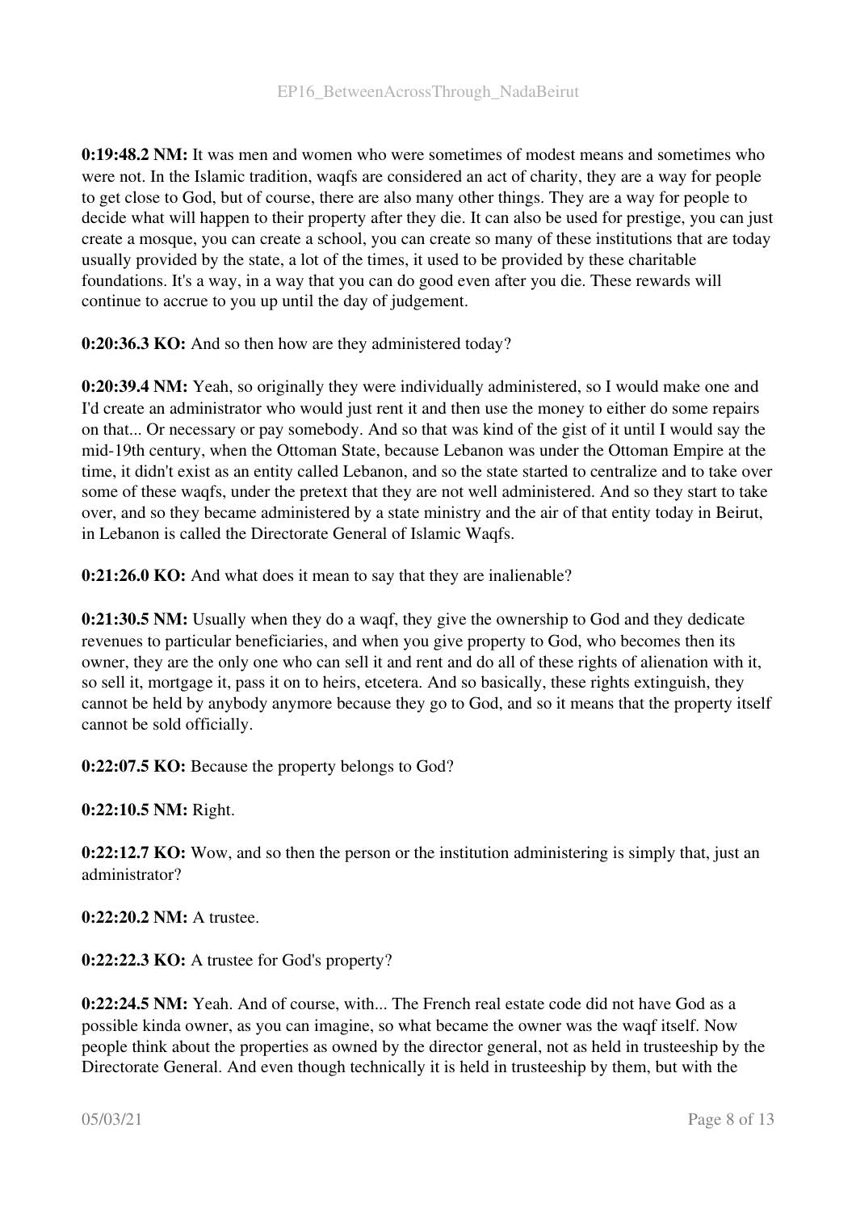**0:19:48.2 NM:** It was men and women who were sometimes of modest means and sometimes who were not. In the Islamic tradition, waqfs are considered an act of charity, they are a way for people to get close to God, but of course, there are also many other things. They are a way for people to decide what will happen to their property after they die. It can also be used for prestige, you can just create a mosque, you can create a school, you can create so many of these institutions that are today usually provided by the state, a lot of the times, it used to be provided by these charitable foundations. It's a way, in a way that you can do good even after you die. These rewards will continue to accrue to you up until the day of judgement.

**0:20:36.3 KO:** And so then how are they administered today?

**0:20:39.4 NM:** Yeah, so originally they were individually administered, so I would make one and I'd create an administrator who would just rent it and then use the money to either do some repairs on that... Or necessary or pay somebody. And so that was kind of the gist of it until I would say the mid-19th century, when the Ottoman State, because Lebanon was under the Ottoman Empire at the time, it didn't exist as an entity called Lebanon, and so the state started to centralize and to take over some of these waqfs, under the pretext that they are not well administered. And so they start to take over, and so they became administered by a state ministry and the air of that entity today in Beirut, in Lebanon is called the Directorate General of Islamic Waqfs.

**0:21:26.0 KO:** And what does it mean to say that they are inalienable?

**0:21:30.5 NM:** Usually when they do a waqf, they give the ownership to God and they dedicate revenues to particular beneficiaries, and when you give property to God, who becomes then its owner, they are the only one who can sell it and rent and do all of these rights of alienation with it, so sell it, mortgage it, pass it on to heirs, etcetera. And so basically, these rights extinguish, they cannot be held by anybody anymore because they go to God, and so it means that the property itself cannot be sold officially.

**0:22:07.5 KO:** Because the property belongs to God?

**0:22:10.5 NM:** Right.

**0:22:12.7 KO:** Wow, and so then the person or the institution administering is simply that, just an administrator?

**0:22:20.2 NM:** A trustee.

**0:22:22.3 KO:** A trustee for God's property?

**0:22:24.5 NM:** Yeah. And of course, with... The French real estate code did not have God as a possible kinda owner, as you can imagine, so what became the owner was the waqf itself. Now people think about the properties as owned by the director general, not as held in trusteeship by the Directorate General. And even though technically it is held in trusteeship by them, but with the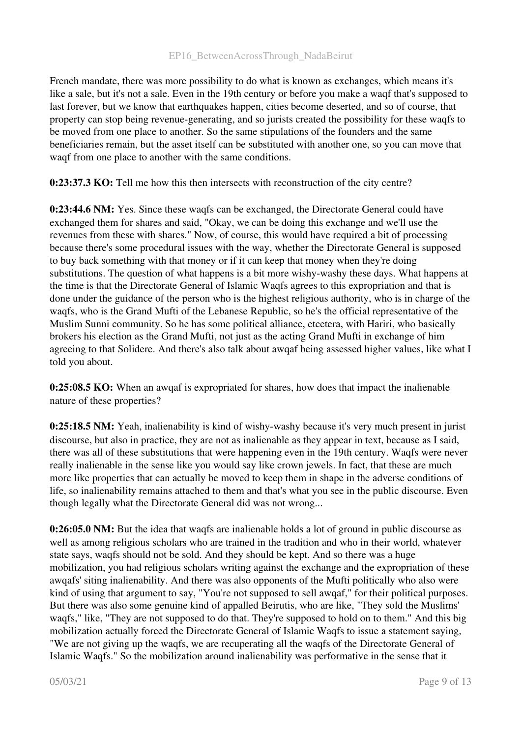French mandate, there was more possibility to do what is known as exchanges, which means it's like a sale, but it's not a sale. Even in the 19th century or before you make a waqf that's supposed to last forever, but we know that earthquakes happen, cities become deserted, and so of course, that property can stop being revenue-generating, and so jurists created the possibility for these waqfs to be moved from one place to another. So the same stipulations of the founders and the same beneficiaries remain, but the asset itself can be substituted with another one, so you can move that waqf from one place to another with the same conditions.

**0:23:37.3 KO:** Tell me how this then intersects with reconstruction of the city centre?

**0:23:44.6 NM:** Yes. Since these waqfs can be exchanged, the Directorate General could have exchanged them for shares and said, "Okay, we can be doing this exchange and we'll use the revenues from these with shares." Now, of course, this would have required a bit of processing because there's some procedural issues with the way, whether the Directorate General is supposed to buy back something with that money or if it can keep that money when they're doing substitutions. The question of what happens is a bit more wishy-washy these days. What happens at the time is that the Directorate General of Islamic Waqfs agrees to this expropriation and that is done under the guidance of the person who is the highest religious authority, who is in charge of the waqfs, who is the Grand Mufti of the Lebanese Republic, so he's the official representative of the Muslim Sunni community. So he has some political alliance, etcetera, with Hariri, who basically brokers his election as the Grand Mufti, not just as the acting Grand Mufti in exchange of him agreeing to that Solidere. And there's also talk about awqaf being assessed higher values, like what I told you about.

**0:25:08.5 KO:** When an awqaf is expropriated for shares, how does that impact the inalienable nature of these properties?

**0:25:18.5 NM:** Yeah, inalienability is kind of wishy-washy because it's very much present in jurist discourse, but also in practice, they are not as inalienable as they appear in text, because as I said, there was all of these substitutions that were happening even in the 19th century. Waqfs were never really inalienable in the sense like you would say like crown jewels. In fact, that these are much more like properties that can actually be moved to keep them in shape in the adverse conditions of life, so inalienability remains attached to them and that's what you see in the public discourse. Even though legally what the Directorate General did was not wrong...

**0:26:05.0 NM:** But the idea that waqfs are inalienable holds a lot of ground in public discourse as well as among religious scholars who are trained in the tradition and who in their world, whatever state says, waqfs should not be sold. And they should be kept. And so there was a huge mobilization, you had religious scholars writing against the exchange and the expropriation of these awqafs' siting inalienability. And there was also opponents of the Mufti politically who also were kind of using that argument to say, "You're not supposed to sell awqaf," for their political purposes. But there was also some genuine kind of appalled Beirutis, who are like, "They sold the Muslims' waqfs," like, "They are not supposed to do that. They're supposed to hold on to them." And this big mobilization actually forced the Directorate General of Islamic Waqfs to issue a statement saying, "We are not giving up the waqfs, we are recuperating all the waqfs of the Directorate General of Islamic Waqfs." So the mobilization around inalienability was performative in the sense that it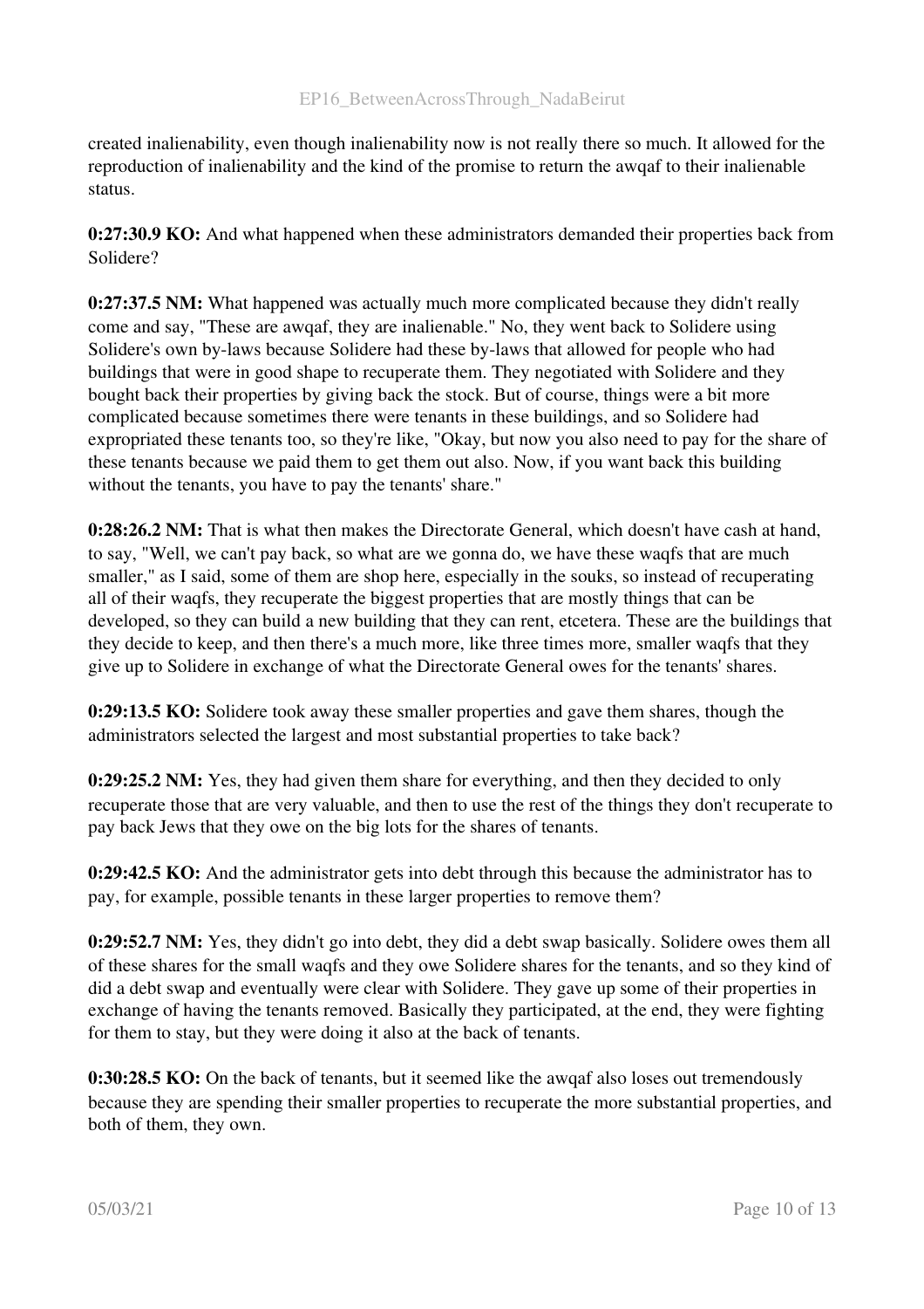created inalienability, even though inalienability now is not really there so much. It allowed for the reproduction of inalienability and the kind of the promise to return the awqaf to their inalienable status.

**0:27:30.9 KO:** And what happened when these administrators demanded their properties back from Solidere?

**0:27:37.5 NM:** What happened was actually much more complicated because they didn't really come and say, "These are awqaf, they are inalienable." No, they went back to Solidere using Solidere's own by-laws because Solidere had these by-laws that allowed for people who had buildings that were in good shape to recuperate them. They negotiated with Solidere and they bought back their properties by giving back the stock. But of course, things were a bit more complicated because sometimes there were tenants in these buildings, and so Solidere had expropriated these tenants too, so they're like, "Okay, but now you also need to pay for the share of these tenants because we paid them to get them out also. Now, if you want back this building without the tenants, you have to pay the tenants' share."

**0:28:26.2 NM:** That is what then makes the Directorate General, which doesn't have cash at hand, to say, "Well, we can't pay back, so what are we gonna do, we have these waqfs that are much smaller," as I said, some of them are shop here, especially in the souks, so instead of recuperating all of their waqfs, they recuperate the biggest properties that are mostly things that can be developed, so they can build a new building that they can rent, etcetera. These are the buildings that they decide to keep, and then there's a much more, like three times more, smaller waqfs that they give up to Solidere in exchange of what the Directorate General owes for the tenants' shares.

**0:29:13.5 KO:** Solidere took away these smaller properties and gave them shares, though the administrators selected the largest and most substantial properties to take back?

**0:29:25.2 NM:** Yes, they had given them share for everything, and then they decided to only recuperate those that are very valuable, and then to use the rest of the things they don't recuperate to pay back Jews that they owe on the big lots for the shares of tenants.

**0:29:42.5 KO:** And the administrator gets into debt through this because the administrator has to pay, for example, possible tenants in these larger properties to remove them?

**0:29:52.7 NM:** Yes, they didn't go into debt, they did a debt swap basically. Solidere owes them all of these shares for the small waqfs and they owe Solidere shares for the tenants, and so they kind of did a debt swap and eventually were clear with Solidere. They gave up some of their properties in exchange of having the tenants removed. Basically they participated, at the end, they were fighting for them to stay, but they were doing it also at the back of tenants.

**0:30:28.5 KO:** On the back of tenants, but it seemed like the awqaf also loses out tremendously because they are spending their smaller properties to recuperate the more substantial properties, and both of them, they own.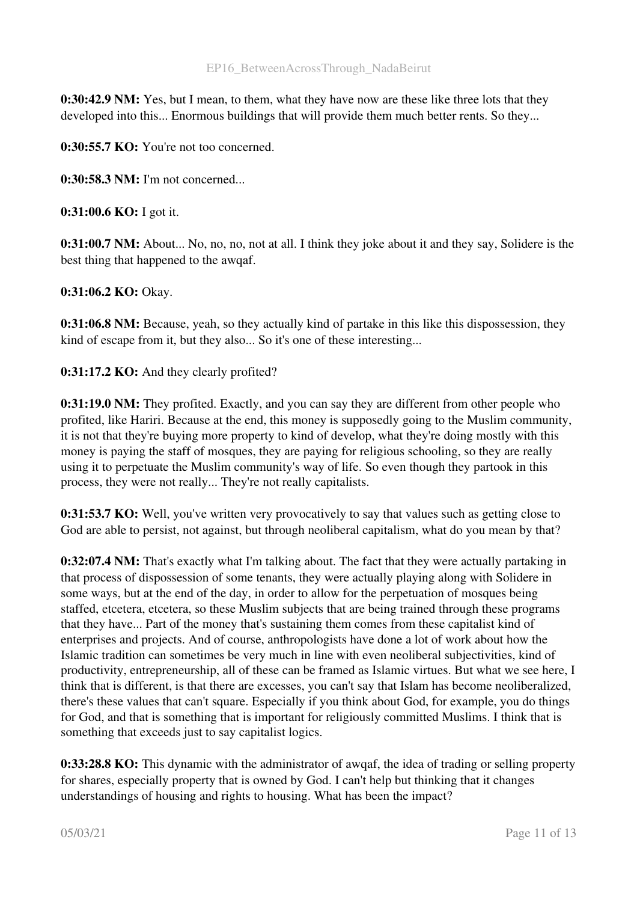**0:30:42.9 NM:** Yes, but I mean, to them, what they have now are these like three lots that they developed into this... Enormous buildings that will provide them much better rents. So they...

**0:30:55.7 KO:** You're not too concerned.

**0:30:58.3 NM:** I'm not concerned...

**0:31:00.6 KO:** I got it.

**0:31:00.7 NM:** About... No, no, no, not at all. I think they joke about it and they say, Solidere is the best thing that happened to the awqaf.

**0:31:06.2 KO:** Okay.

**0:31:06.8 NM:** Because, yeah, so they actually kind of partake in this like this dispossession, they kind of escape from it, but they also... So it's one of these interesting...

**0:31:17.2 KO:** And they clearly profited?

**0:31:19.0 NM:** They profited. Exactly, and you can say they are different from other people who profited, like Hariri. Because at the end, this money is supposedly going to the Muslim community, it is not that they're buying more property to kind of develop, what they're doing mostly with this money is paying the staff of mosques, they are paying for religious schooling, so they are really using it to perpetuate the Muslim community's way of life. So even though they partook in this process, they were not really... They're not really capitalists.

**0:31:53.7 KO:** Well, you've written very provocatively to say that values such as getting close to God are able to persist, not against, but through neoliberal capitalism, what do you mean by that?

**0:32:07.4 NM:** That's exactly what I'm talking about. The fact that they were actually partaking in that process of dispossession of some tenants, they were actually playing along with Solidere in some ways, but at the end of the day, in order to allow for the perpetuation of mosques being staffed, etcetera, etcetera, so these Muslim subjects that are being trained through these programs that they have... Part of the money that's sustaining them comes from these capitalist kind of enterprises and projects. And of course, anthropologists have done a lot of work about how the Islamic tradition can sometimes be very much in line with even neoliberal subjectivities, kind of productivity, entrepreneurship, all of these can be framed as Islamic virtues. But what we see here, I think that is different, is that there are excesses, you can't say that Islam has become neoliberalized, there's these values that can't square. Especially if you think about God, for example, you do things for God, and that is something that is important for religiously committed Muslims. I think that is something that exceeds just to say capitalist logics.

**0:33:28.8 KO:** This dynamic with the administrator of awqaf, the idea of trading or selling property for shares, especially property that is owned by God. I can't help but thinking that it changes understandings of housing and rights to housing. What has been the impact?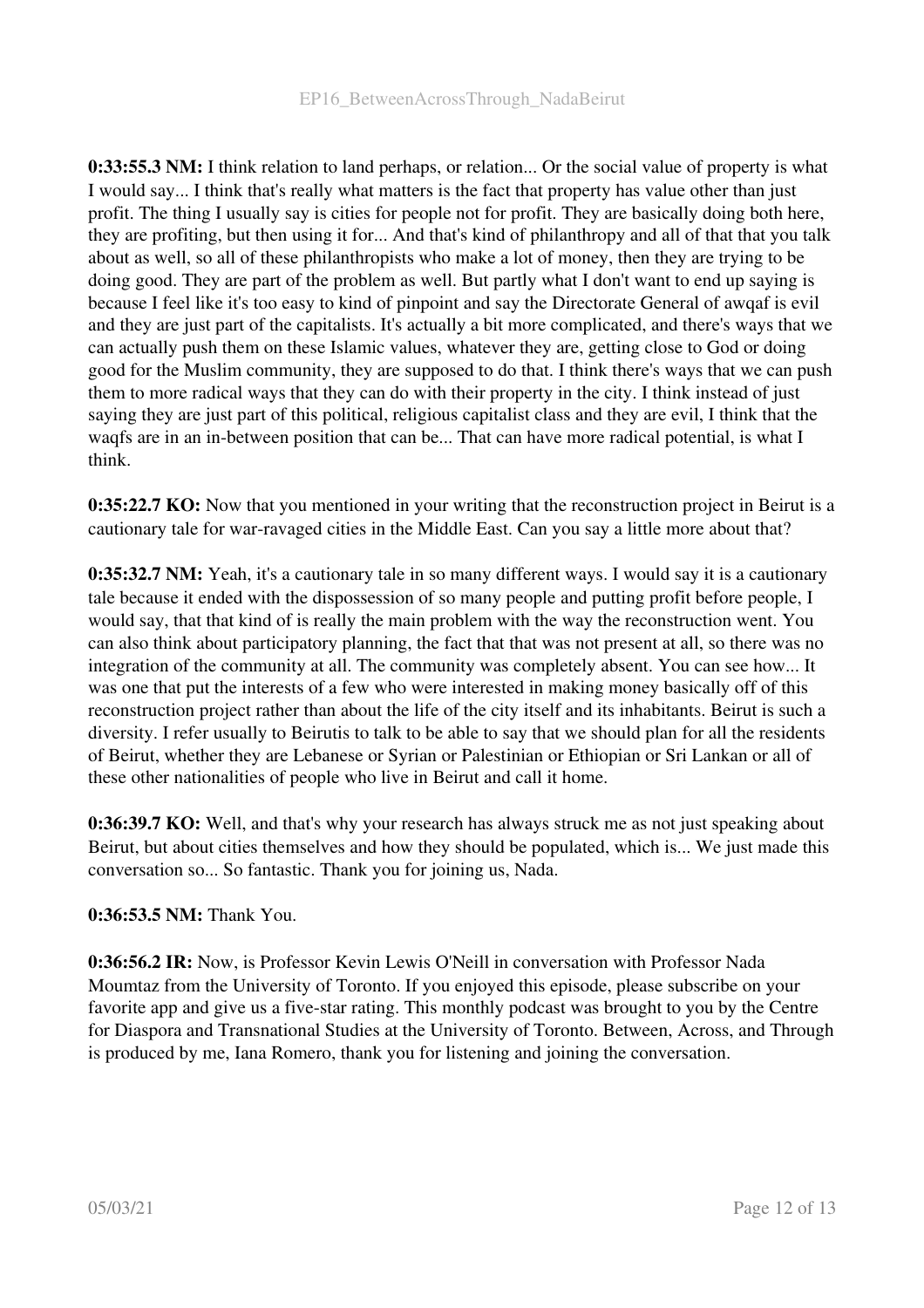**0:33:55.3 NM:** I think relation to land perhaps, or relation... Or the social value of property is what I would say... I think that's really what matters is the fact that property has value other than just profit. The thing I usually say is cities for people not for profit. They are basically doing both here, they are profiting, but then using it for... And that's kind of philanthropy and all of that that you talk about as well, so all of these philanthropists who make a lot of money, then they are trying to be doing good. They are part of the problem as well. But partly what I don't want to end up saying is because I feel like it's too easy to kind of pinpoint and say the Directorate General of awqaf is evil and they are just part of the capitalists. It's actually a bit more complicated, and there's ways that we can actually push them on these Islamic values, whatever they are, getting close to God or doing good for the Muslim community, they are supposed to do that. I think there's ways that we can push them to more radical ways that they can do with their property in the city. I think instead of just saying they are just part of this political, religious capitalist class and they are evil, I think that the waqfs are in an in-between position that can be... That can have more radical potential, is what I think.

**0:35:22.7 KO:** Now that you mentioned in your writing that the reconstruction project in Beirut is a cautionary tale for war-ravaged cities in the Middle East. Can you say a little more about that?

**0:35:32.7 NM:** Yeah, it's a cautionary tale in so many different ways. I would say it is a cautionary tale because it ended with the dispossession of so many people and putting profit before people, I would say, that that kind of is really the main problem with the way the reconstruction went. You can also think about participatory planning, the fact that that was not present at all, so there was no integration of the community at all. The community was completely absent. You can see how... It was one that put the interests of a few who were interested in making money basically off of this reconstruction project rather than about the life of the city itself and its inhabitants. Beirut is such a diversity. I refer usually to Beirutis to talk to be able to say that we should plan for all the residents of Beirut, whether they are Lebanese or Syrian or Palestinian or Ethiopian or Sri Lankan or all of these other nationalities of people who live in Beirut and call it home.

**0:36:39.7 KO:** Well, and that's why your research has always struck me as not just speaking about Beirut, but about cities themselves and how they should be populated, which is... We just made this conversation so... So fantastic. Thank you for joining us, Nada.

**0:36:53.5 NM:** Thank You.

**0:36:56.2 IR:** Now, is Professor Kevin Lewis O'Neill in conversation with Professor Nada Moumtaz from the University of Toronto. If you enjoyed this episode, please subscribe on your favorite app and give us a five-star rating. This monthly podcast was brought to you by the Centre for Diaspora and Transnational Studies at the University of Toronto. Between, Across, and Through is produced by me, Iana Romero, thank you for listening and joining the conversation.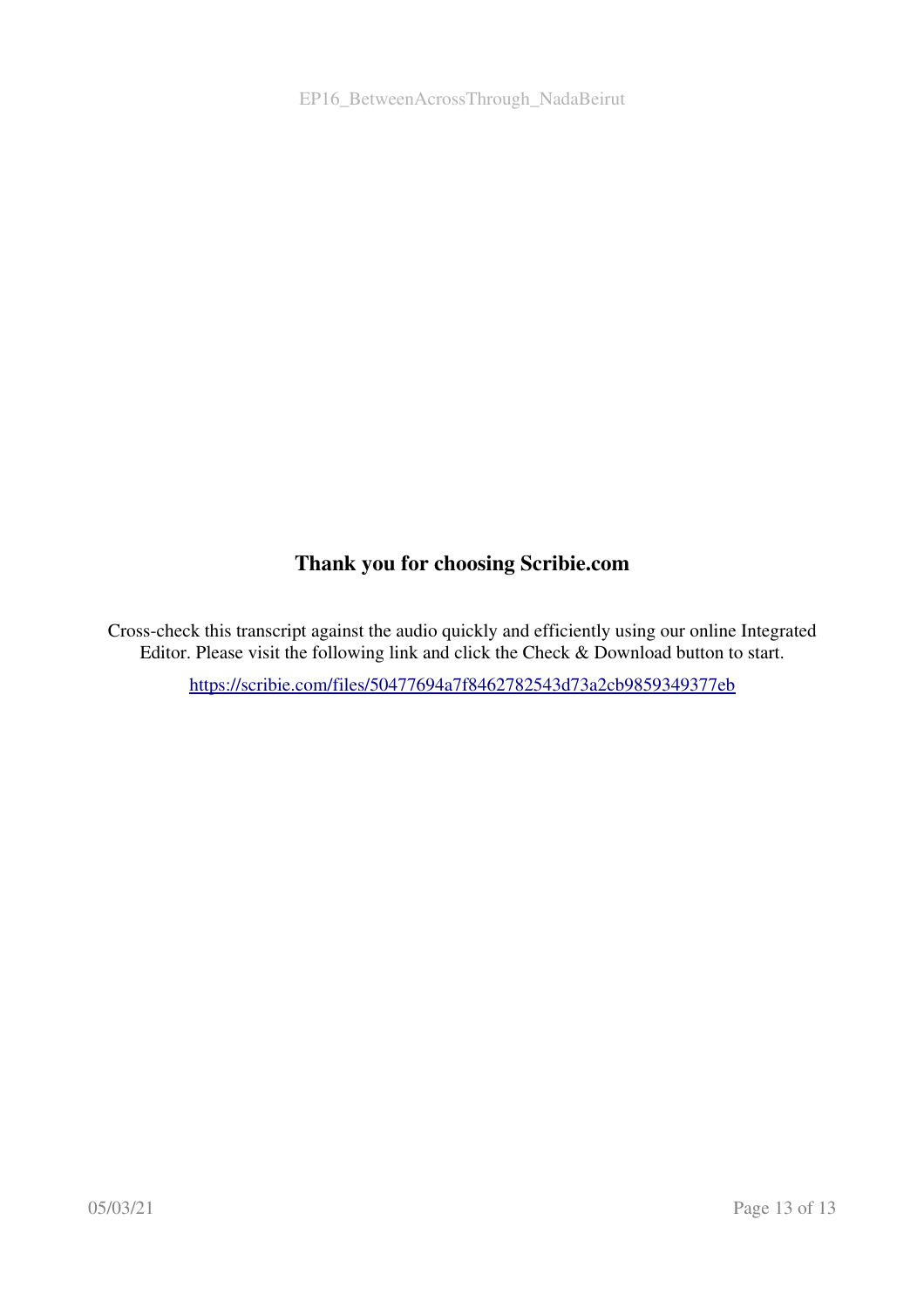**Thank you for choosing Scribie.com**

Cross-check this transcript against the audio quickly and efficiently using our online Integrated Editor. Please visit the following link and click the Check & Download button to start.

https://scribie.com/files/50477694a7f8462782543d73a2cb9859349377eb